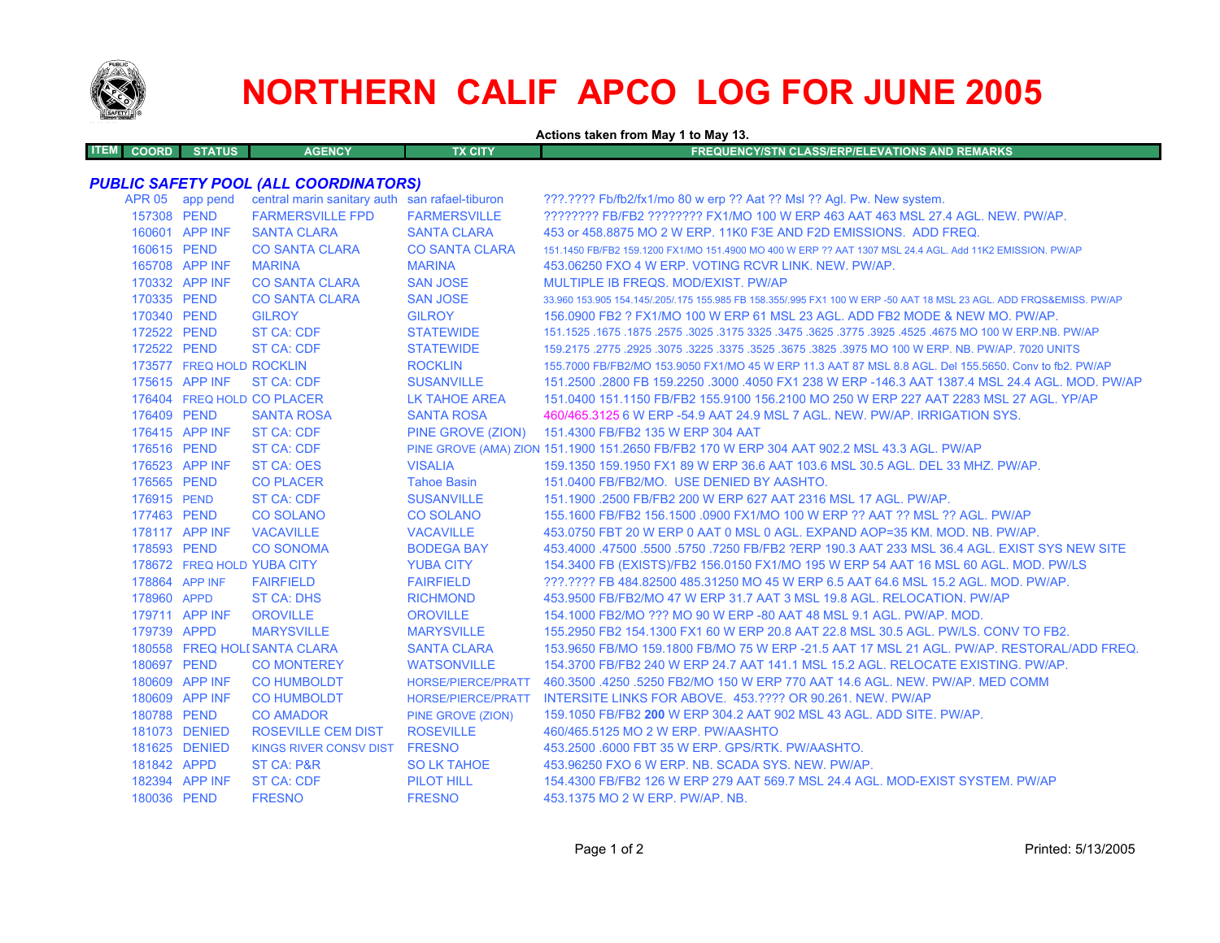# NORTHERN CALIF APCO LOG FOR JUNE 2005

**Actions taken from May 1 to May 13.**

| ITEM | COORD | STATUS | AGENCY | TX CITY | FREQUENCY/STN CLASS/ERP/ELEVATIONS AND REMARKS |
|---|---|---|---|---|---|

## *PUBLIC SAFETY POOL (ALL COORDINATORS)*

| ITEM | COORD | STATUS | AGENCY | TX CITY | FREQUENCY/STN CLASS/ERP/ELEVATIONS AND REMARKS |
|---|---|---|---|---|---|
| | APR 05 | app pend | central marin sanitary auth | san rafael-tiburon | ???.???? Fb/fb2/fx1/mo 80 w erp ?? Aat ?? Msl ?? Agl. Pw. New system. |
| | 157308 | PEND | FARMERSVILLE FPD | FARMERSVILLE | ???????? FB/FB2 ???????? FX1/MO 100 W ERP 463 AAT 463 MSL 27.4 AGL. NEW. PW/AP. |
| | 160601 | APP INF | SANTA CLARA | SANTA CLARA | 453 or 458.8875 MO 2 W ERP. 11K0 F3E AND F2D EMISSIONS. ADD FREQ. |
| | 160615 | PEND | CO SANTA CLARA | CO SANTA CLARA | 151.1450 FB/FB2 159.1200 FX1/MO 151.4900 MO 400 W ERP ?? AAT 1307 MSL 24.4 AGL. Add 11K2 EMISSION. PW/AP |
| | 165708 | APP INF | MARINA | MARINA | 453.06250 FXO 4 W ERP. VOTING RCVR LINK. NEW. PW/AP. |
| | 170332 | APP INF | CO SANTA CLARA | SAN JOSE | MULTIPLE IB FREQS. MOD/EXIST. PW/AP |
| | 170335 | PEND | CO SANTA CLARA | SAN JOSE | 33.960 153.905 154.145/.205/.175 155.985 FB 158.355/.995 FX1 100 W ERP -50 AAT 18 MSL 23 AGL. ADD FRQS&EMISS. PW/AP |
| | 170340 | PEND | GILROY | GILROY | 156.0900 FB2 ? FX1/MO 100 W ERP 61 MSL 23 AGL. ADD FB2 MODE & NEW MO. PW/AP. |
| | 172522 | PEND | ST CA: CDF | STATEWIDE | 151.1525 .1675 .1875 .2575 .3025 .3175 3325 .3475 .3625 .3775 .3925 .4525 .4675 MO 100 W ERP.NB. PW/AP |
| | 172522 | PEND | ST CA: CDF | STATEWIDE | 159.2175 .2775 .2925 .3075 .3225 .3375 .3525 .3675 .3825 .3975 MO 100 W ERP. NB. PW/AP. 7020 UNITS |
| | 173577 | FREQ HOLD | ROCKLIN | ROCKLIN | 155.7000 FB/FB2/MO 153.9050 FX1/MO 45 W ERP 11.3 AAT 87 MSL 8.8 AGL. Del 155.5650. Conv to fb2. PW/AP |
| | 175615 | APP INF | ST CA: CDF | SUSANVILLE | 151.2500 .2800 FB 159.2250 .3000 .4050 FX1 238 W ERP -146.3 AAT 1387.4 MSL 24.4 AGL. MOD. PW/AP |
| | 176404 | FREQ HOLD | CO PLACER | LK TAHOE AREA | 151.0400 151.1150 FB/FB2 155.9100 156.2100 MO 250 W ERP 227 AAT 2283 MSL 27 AGL. YP/AP |
| | 176409 | PEND | SANTA ROSA | SANTA ROSA | 460/465.3125 6 W ERP -54.9 AAT 24.9 MSL 7 AGL. NEW. PW/AP. IRRIGATION SYS. |
| | 176415 | APP INF | ST CA: CDF | PINE GROVE (ZION) | 151.4300 FB/FB2 135 W ERP 304 AAT |
| | 176516 | PEND | ST CA: CDF | PINE GROVE (AMA) ZION | 151.1900 151.2650 FB/FB2 170 W ERP 304 AAT 902.2 MSL 43.3 AGL. PW/AP |
| | 176523 | APP INF | ST CA: OES | VISALIA | 159.1350 159.1950 FX1 89 W ERP 36.6 AAT 103.6 MSL 30.5 AGL. DEL 33 MHZ. PW/AP. |
| | 176565 | PEND | CO PLACER | Tahoe Basin | 151.0400 FB/FB2/MO. USE DENIED BY AASHTO. |
| | 176915 | PEND | ST CA: CDF | SUSANVILLE | 151.1900 .2500 FB/FB2 200 W ERP 627 AAT 2316 MSL 17 AGL. PW/AP. |
| | 177463 | PEND | CO SOLANO | CO SOLANO | 155.1600 FB/FB2 156.1500 .0900 FX1/MO 100 W ERP ?? AAT ?? MSL ?? AGL. PW/AP |
| | 178117 | APP INF | VACAVILLE | VACAVILLE | 453.0750 FBT 20 W ERP 0 AAT 0 MSL 0 AGL. EXPAND AOP=35 KM. MOD. NB. PW/AP. |
| | 178593 | PEND | CO SONOMA | BODEGA BAY | 453.4000 .47500 .5500 .5750 .7250 FB/FB2 ?ERP 190.3 AAT 233 MSL 36.4 AGL. EXIST SYS NEW SITE |
| | 178672 | FREQ HOLD | YUBA CITY | YUBA CITY | 154.3400 FB (EXISTS)/FB2 156.0150 FX1/MO 195 W ERP 54 AAT 16 MSL 60 AGL. MOD. PW/LS |
| | 178864 | APP INF | FAIRFIELD | FAIRFIELD | ???.???? FB 484.82500 485.31250 MO 45 W ERP 6.5 AAT 64.6 MSL 15.2 AGL. MOD. PW/AP. |
| | 178960 | APPD | ST CA: DHS | RICHMOND | 453.9500 FB/FB2/MO 47 W ERP 31.7 AAT 3 MSL 19.8 AGL. RELOCATION. PW/AP |
| | 179711 | APP INF | OROVILLE | OROVILLE | 154.1000 FB2/MO ??? MO 90 W ERP -80 AAT 48 MSL 9.1 AGL. PW/AP. MOD. |
| | 179739 | APPD | MARYSVILLE | MARYSVILLE | 155.2950 FB2 154.1300 FX1 60 W ERP 20.8 AAT 22.8 MSL 30.5 AGL. PW/LS. CONV TO FB2. |
| | 180558 | FREQ HOLD | SANTA CLARA | SANTA CLARA | 153.9650 FB/MO 159.1800 FB/MO 75 W ERP -21.5 AAT 17 MSL 21 AGL. PW/AP. RESTORAL/ADD FREQ. |
| | 180697 | PEND | CO MONTEREY | WATSONVILLE | 154.3700 FB/FB2 240 W ERP 24.7 AAT 141.1 MSL 15.2 AGL. RELOCATE EXISTING. PW/AP. |
| | 180609 | APP INF | CO HUMBOLDT | HORSE/PIERCE/PRATT | 460.3500 .4250 .5250 FB2/MO 150 W ERP 770 AAT 14.6 AGL. NEW. PW/AP. MED COMM |
| | 180609 | APP INF | CO HUMBOLDT | HORSE/PIERCE/PRATT | INTERSITE LINKS FOR ABOVE. 453.???? OR 90.261. NEW. PW/AP |
| | 180788 | PEND | CO AMADOR | PINE GROVE (ZION) | 159.1050 FB/FB2 **200** W ERP 304.2 AAT 902 MSL 43 AGL. ADD SITE. PW/AP. |
| | 181073 | DENIED | ROSEVILLE CEM DIST | ROSEVILLE | 460/465.5125 MO 2 W ERP. PW/AASHTO |
| | 181625 | DENIED | KINGS RIVER CONSV DIST | FRESNO | 453.2500 .6000 FBT 35 W ERP. GPS/RTK. PW/AASHTO. |
| | 181842 | APPD | ST CA: P&R | SO LK TAHOE | 453.96250 FXO 6 W ERP. NB. SCADA SYS. NEW. PW/AP. |
| | 182394 | APP INF | ST CA: CDF | PILOT HILL | 154.4300 FB/FB2 126 W ERP 279 AAT 569.7 MSL 24.4 AGL. MOD-EXIST SYSTEM. PW/AP |
| | 180036 | PEND | FRESNO | FRESNO | 453.1375 MO 2 W ERP. PW/AP. NB. |

Printed: 5/13/2005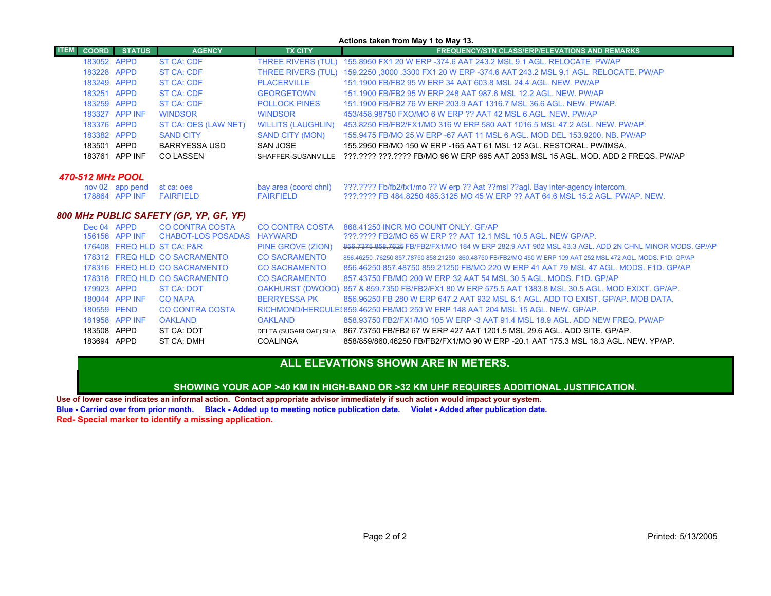**Actions taken from May 1 to May 13.**

| ITEM | COORD | STATUS | AGENCY | TX CITY | FREQUENCY/STN CLASS/ERP/ELEVATIONS AND REMARKS |
|---|---|---|---|---|---|
| | 183052 | APPD | ST CA: CDF | THREE RIVERS (TUL) | 155.8950 FX1 20 W ERP -374.6 AAT 243.2 MSL 9.1 AGL. RELOCATE. PW/AP |
| | 183228 | APPD | ST CA: CDF | THREE RIVERS (TUL) | 159.2250 ,3000 .3300 FX1 20 W ERP -374.6 AAT 243.2 MSL 9.1 AGL. RELOCATE. PW/AP |
| | 183249 | APPD | ST CA: CDF | PLACERVILLE | 151.1900 FB/FB2 95 W ERP 34 AAT 603.8 MSL 24.4 AGL. NEW. PW/AP |
| | 183251 | APPD | ST CA: CDF | GEORGETOWN | 151.1900 FB/FB2 95 W ERP 248 AAT 987.6 MSL 12.2 AGL. NEW. PW/AP |
| | 183259 | APPD | ST CA: CDF | POLLOCK PINES | 151.1900 FB/FB2 76 W ERP 203.9 AAT 1316.7 MSL 36.6 AGL. NEW. PW/AP. |
| | 183327 | APP INF | WINDSOR | WINDSOR | 453/458.98750 FXO/MO 6 W ERP ?? AAT 42 MSL 6 AGL. NEW. PW/AP |
| | 183376 | APPD | ST CA: OES (LAW NET) | WILLITS (LAUGHLIN) | 453.8250 FB/FB2/FX1/MO 316 W ERP 580 AAT 1016.5 MSL 47.2 AGL. NEW. PW/AP. |
| | 183382 | APPD | SAND CITY | SAND CITY (MON) | 155.9475 FB/MO 25 W ERP -67 AAT 11 MSL 6 AGL. MOD DEL 153.9200. NB. PW/AP |
| | 183501 | APPD | BARRYESSA USD | SAN JOSE | 155.2950 FB/MO 150 W ERP -165 AAT 61 MSL 12 AGL. RESTORAL. PW/IMSA. |
| | 183761 | APP INF | CO LASSEN | SHAFFER-SUSANVILLE | ???.???? ???.???? FB/MO 96 W ERP 695 AAT 2053 MSL 15 AGL. MOD. ADD 2 FREQS. PW/AP |

### *470-512 MHz POOL*

| ITEM | COORD | STATUS | AGENCY | TX CITY | FREQUENCY/STN CLASS/ERP/ELEVATIONS AND REMARKS |
|---|---|---|---|---|---|
| | nov 02 | app pend | st ca: oes | bay area (coord chnl) | ???.???? Fb/fb2/fx1/mo ?? W erp ?? Aat ??msl ??agl. Bay inter-agency intercom. |
| | 178864 | APP INF | FAIRFIELD | FAIRFIELD | ???.???? FB 484.8250 485.3125 MO 45 W ERP ?? AAT 64.6 MSL 15.2 AGL. PW/AP. NEW. |

### *800 MHz PUBLIC SAFETY (GP, YP, GF, YF)*

| ITEM | COORD | STATUS | AGENCY | TX CITY | FREQUENCY/STN CLASS/ERP/ELEVATIONS AND REMARKS |
|---|---|---|---|---|---|
| | Dec 04 | APPD | CO CONTRA COSTA | CO CONTRA COSTA | 868.41250 INCR MO COUNT ONLY. GF/AP |
| | 156156 | APP INF | CHABOT-LOS POSADAS | HAYWARD | ???.???? FB2/MO 65 W ERP ?? AAT 12.1 MSL 10.5 AGL. NEW GP/AP. |
| | 176408 | FREQ HLD | ST CA: P&R | PINE GROVE (ZION) | ~~856.7375 858.7625~~ FB/FB2/FX1/MO 184 W ERP 282.9 AAT 902 MSL 43.3 AGL. ADD 2N CHNL MINOR MODS. GP/AP |
| | 178312 | FREQ HLD | CO SACRAMENTO | CO SACRAMENTO | 856.46250 .76250 857.78750 858.21250 860.48750 FB/FB2/MO 450 W ERP 109 AAT 252 MSL 472 AGL. MODS. F1D. GP/AP |
| | 178316 | FREQ HLD | CO SACRAMENTO | CO SACRAMENTO | 856.46250 857.48750 859.21250 FB/MO 220 W ERP 41 AAT 79 MSL 47 AGL. MODS. F1D. GP/AP |
| | 178318 | FREQ HLD | CO SACRAMENTO | CO SACRAMENTO | 857.43750 FB/MO 200 W ERP 32 AAT 54 MSL 30.5 AGL. MODS. F1D. GP/AP |
| | 179923 | APPD | ST CA: DOT | OAKHURST (DWOOD) | 857 & 859.7350 FB/FB2/FX1 80 W ERP 575.5 AAT 1383.8 MSL 30.5 AGL. MOD EXIXT. GP/AP. |
| | 180044 | APP INF | CO NAPA | BERRYESSA PK | 856.96250 FB 280 W ERP 647.2 AAT 932 MSL 6.1 AGL. ADD TO EXIST. GP/AP. MOB DATA. |
| | 180559 | PEND | CO CONTRA COSTA | RICHMOND/HERCULES | 859.46250 FB/MO 250 W ERP 148 AAT 204 MSL 15 AGL. NEW. GP/AP. |
| | 181958 | APP INF | OAKLAND | OAKLAND | 858.93750 FB2/FX1/MO 105 W ERP -3 AAT 91.4 MSL 18.9 AGL. ADD NEW FREQ. PW/AP |
| | 183508 | APPD | ST CA: DOT | DELTA (SUGARLOAF) SHA | 867.73750 FB/FB2 67 W ERP 427 AAT 1201.5 MSL 29.6 AGL. ADD SITE. GP/AP. |
| | 183694 | APPD | ST CA: DMH | COALINGA | 858/859/860.46250 FB/FB2/FX1/MO 90 W ERP -20.1 AAT 175.3 MSL 18.3 AGL. NEW. YP/AP. |

**ALL ELEVATIONS SHOWN ARE IN METERS.**

**SHOWING YOUR AOP >40 KM IN HIGH-BAND OR >32 KM UHF REQUIRES ADDITIONAL JUSTIFICATION.**

**Use of lower case indicates an informal action. Contact appropriate advisor immediately if such action would impact your system.**

**Blue - Carried over from prior month. Black - Added up to meeting notice publication date. Violet - Added after publication date.**

**Red- Special marker to identify a missing application.**

Printed: 5/13/2005